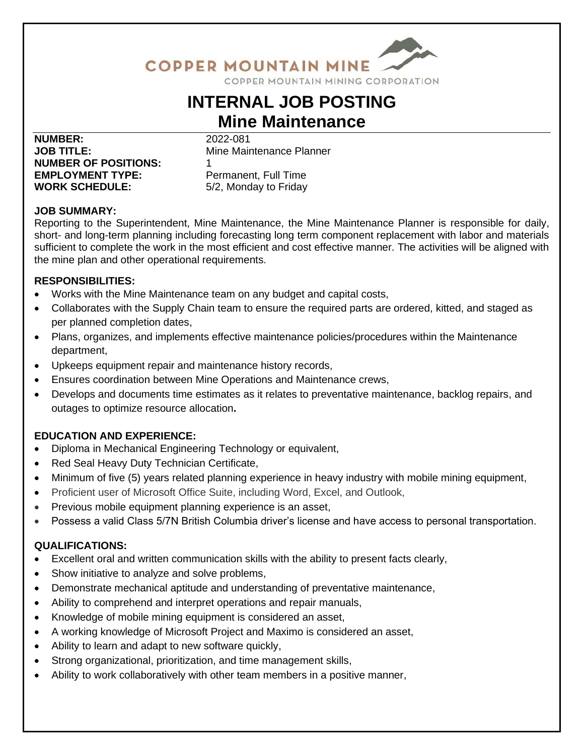COPPER MOUNTAIN MINE

COPPER MOUNTAIN MINING CORPORATION

# INTERNAL JOB POSTING

## Mine Maintenance

**NUMBER:** 2022-081
**JOB TITLE:** Mine Maintenance Planner
**NUMBER OF POSITIONS:** 1
**EMPLOYMENT TYPE:** Permanent, Full Time
**WORK SCHEDULE:** 5/2, Monday to Friday

**JOB SUMMARY:**

Reporting to the Superintendent, Mine Maintenance, the Mine Maintenance Planner is responsible for daily, short- and long-term planning including forecasting long term component replacement with labor and materials sufficient to complete the work in the most efficient and cost effective manner. The activities will be aligned with the mine plan and other operational requirements.

**RESPONSIBILITIES:**

- Works with the Mine Maintenance team on any budget and capital costs,
- Collaborates with the Supply Chain team to ensure the required parts are ordered, kitted, and staged as per planned completion dates,
- Plans, organizes, and implements effective maintenance policies/procedures within the Maintenance department,
- Upkeeps equipment repair and maintenance history records,
- Ensures coordination between Mine Operations and Maintenance crews,
- Develops and documents time estimates as it relates to preventative maintenance, backlog repairs, and outages to optimize resource allocation.

**EDUCATION AND EXPERIENCE:**

- Diploma in Mechanical Engineering Technology or equivalent,
- Red Seal Heavy Duty Technician Certificate,
- Minimum of five (5) years related planning experience in heavy industry with mobile mining equipment,
- Proficient user of Microsoft Office Suite, including Word, Excel, and Outlook,
- Previous mobile equipment planning experience is an asset,
- Possess a valid Class 5/7N British Columbia driver's license and have access to personal transportation.

**QUALIFICATIONS:**

- Excellent oral and written communication skills with the ability to present facts clearly,
- Show initiative to analyze and solve problems,
- Demonstrate mechanical aptitude and understanding of preventative maintenance,
- Ability to comprehend and interpret operations and repair manuals,
- Knowledge of mobile mining equipment is considered an asset,
- A working knowledge of Microsoft Project and Maximo is considered an asset,
- Ability to learn and adapt to new software quickly,
- Strong organizational, prioritization, and time management skills,
- Ability to work collaboratively with other team members in a positive manner,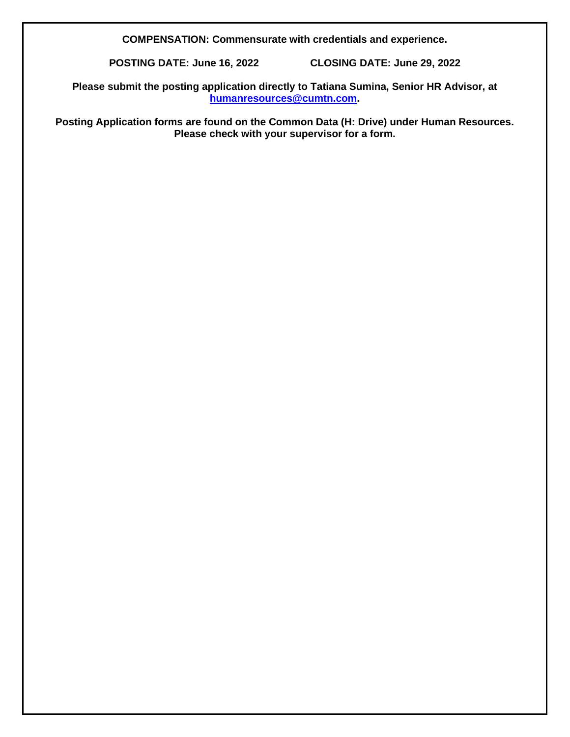**COMPENSATION: Commensurate with credentials and experience.**

**POSTING DATE: June 16, 2022** **CLOSING DATE: June 29, 2022**

**Please submit the posting application directly to Tatiana Sumina, Senior HR Advisor, at humanresources@cumtn.com.**

**Posting Application forms are found on the Common Data (H: Drive) under Human Resources. Please check with your supervisor for a form.**